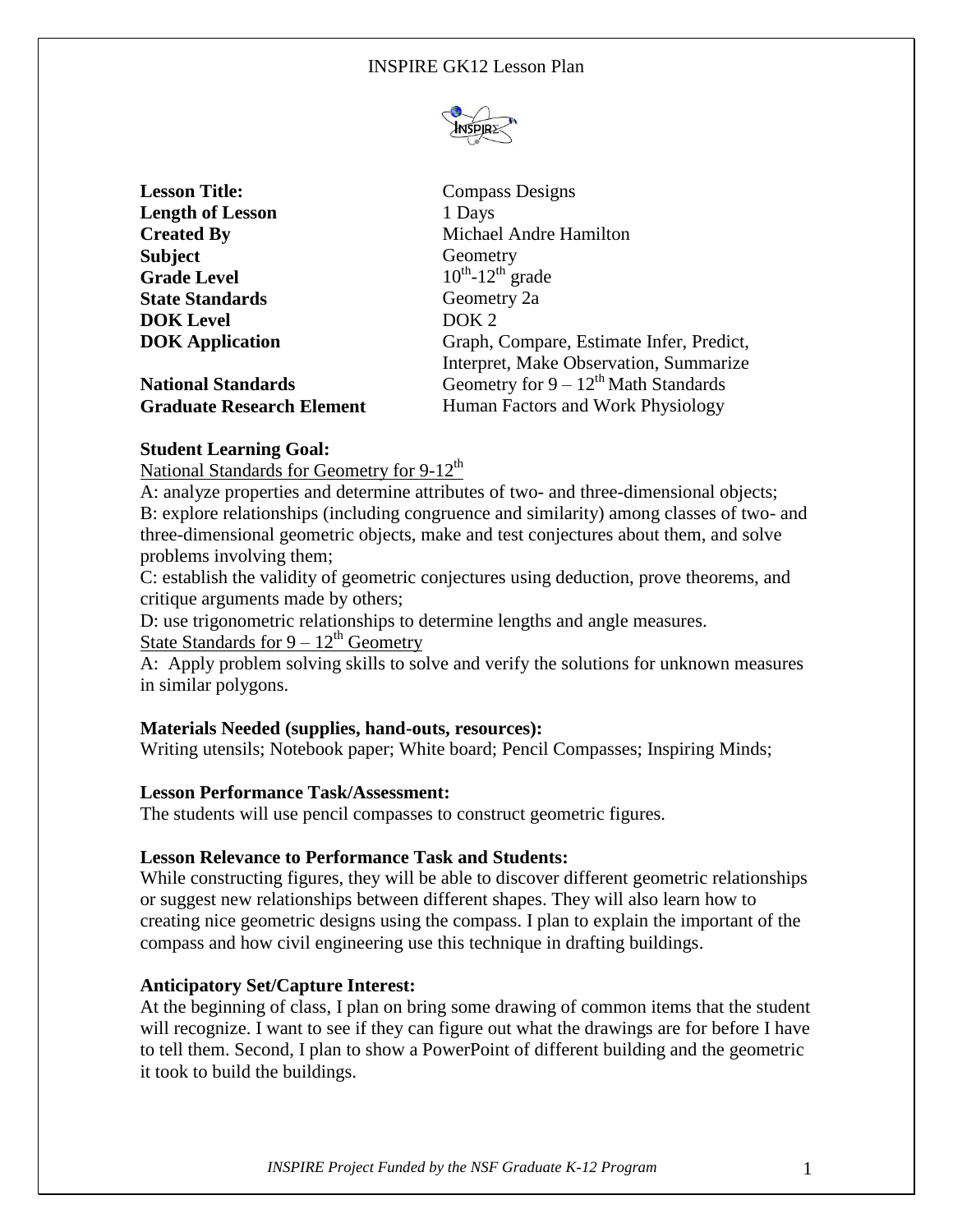# INSPIRE GK12 Lesson Plan

| | |
|---|---|
| **Lesson Title:** | Compass Designs |
| **Length of Lesson** | 1 Days |
| **Created By** | Michael Andre Hamilton |
| **Subject** | Geometry |
| **Grade Level** | $10^{th}$-$12^{th}$ grade |
| **State Standards** | Geometry 2a |
| **DOK Level** | DOK 2 |
| **DOK Application** | Graph, Compare, Estimate Infer, Predict, Interpret, Make Observation, Summarize |
| **National Standards** | Geometry for $9 – 12^{th}$ Math Standards |
| **Graduate Research Element** | Human Factors and Work Physiology |

**Student Learning Goal:**

National Standards for Geometry for $9$-$12^{th}$

A: analyze properties and determine attributes of two- and three-dimensional objects;
B: explore relationships (including congruence and similarity) among classes of two- and three-dimensional geometric objects, make and test conjectures about them, and solve problems involving them;
C: establish the validity of geometric conjectures using deduction, prove theorems, and critique arguments made by others;
D: use trigonometric relationships to determine lengths and angle measures.

State Standards for $9 – 12^{th}$ Geometry

A: Apply problem solving skills to solve and verify the solutions for unknown measures in similar polygons.

**Materials Needed (supplies, hand-outs, resources):**

Writing utensils; Notebook paper; White board; Pencil Compasses; Inspiring Minds;

**Lesson Performance Task/Assessment:**

The students will use pencil compasses to construct geometric figures.

**Lesson Relevance to Performance Task and Students:**

While constructing figures, they will be able to discover different geometric relationships or suggest new relationships between different shapes. They will also learn how to creating nice geometric designs using the compass. I plan to explain the important of the compass and how civil engineering use this technique in drafting buildings.

**Anticipatory Set/Capture Interest:**

At the beginning of class, I plan on bring some drawing of common items that the student will recognize. I want to see if they can figure out what the drawings are for before I have to tell them. Second, I plan to show a PowerPoint of different building and the geometric it took to build the buildings.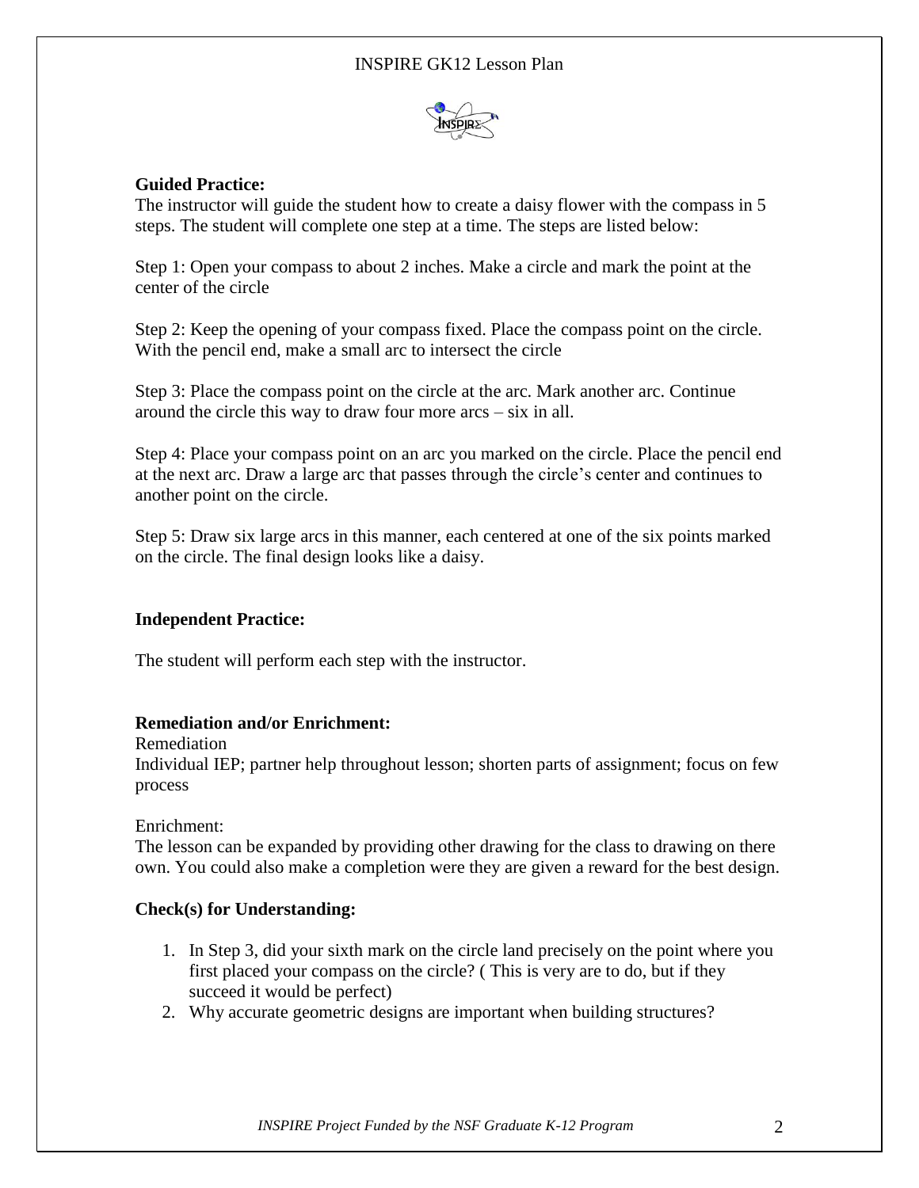**Guided Practice:**

The instructor will guide the student how to create a daisy flower with the compass in 5 steps. The student will complete one step at a time. The steps are listed below:

Step 1: Open your compass to about 2 inches. Make a circle and mark the point at the center of the circle

Step 2: Keep the opening of your compass fixed. Place the compass point on the circle. With the pencil end, make a small arc to intersect the circle

Step 3: Place the compass point on the circle at the arc. Mark another arc. Continue around the circle this way to draw four more arcs – six in all.

Step 4: Place your compass point on an arc you marked on the circle. Place the pencil end at the next arc. Draw a large arc that passes through the circle's center and continues to another point on the circle.

Step 5: Draw six large arcs in this manner, each centered at one of the six points marked on the circle. The final design looks like a daisy.

**Independent Practice:**

The student will perform each step with the instructor.

**Remediation and/or Enrichment:**

Remediation

Individual IEP; partner help throughout lesson; shorten parts of assignment; focus on few process

Enrichment:

The lesson can be expanded by providing other drawing for the class to drawing on there own. You could also make a completion were they are given a reward for the best design.

**Check(s) for Understanding:**

1. In Step 3, did your sixth mark on the circle land precisely on the point where you first placed your compass on the circle? ( This is very are to do, but if they succeed it would be perfect)
2. Why accurate geometric designs are important when building structures?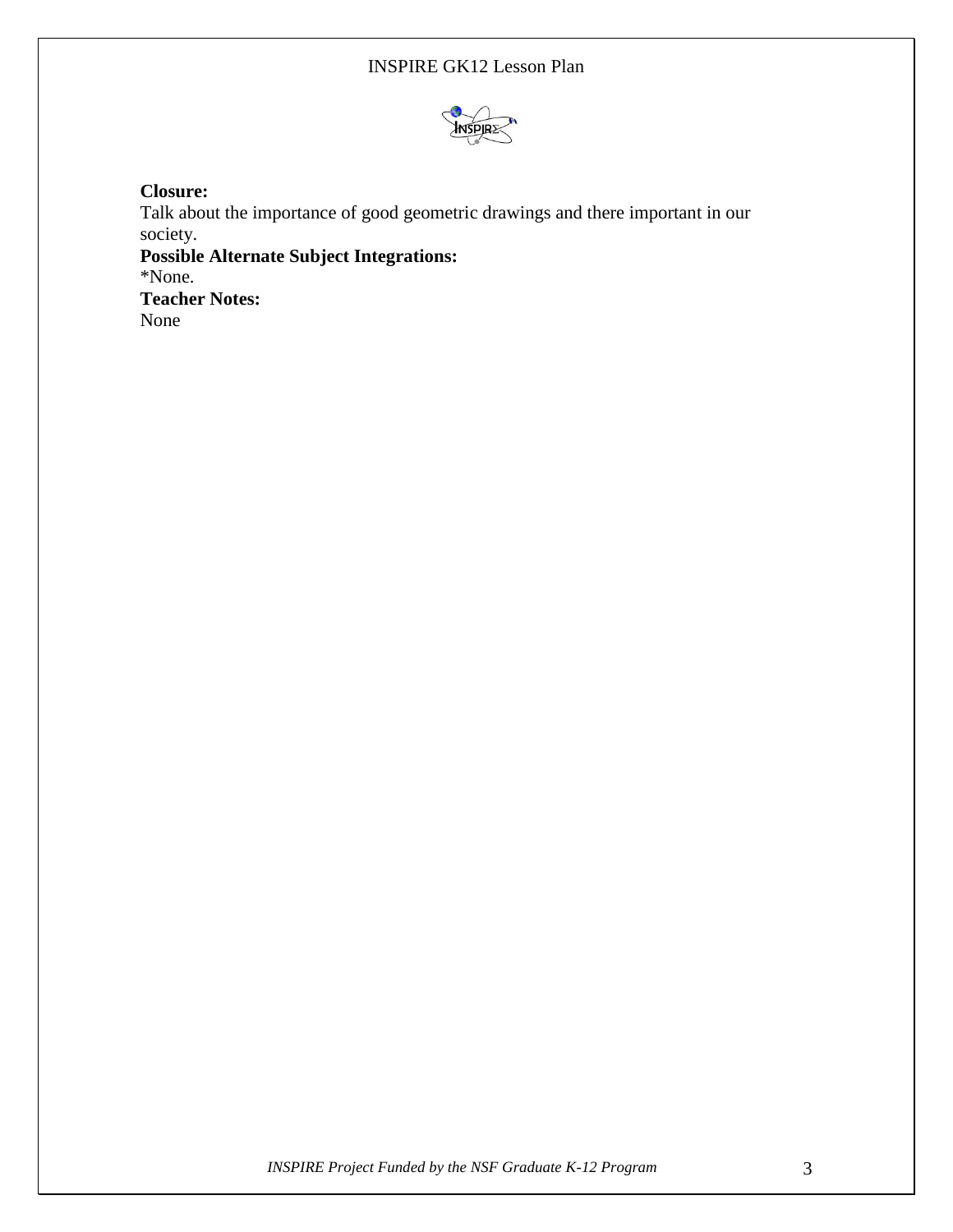**Closure:**
Talk about the importance of good geometric drawings and there important in our society.

**Possible Alternate Subject Integrations:**
*None.

**Teacher Notes:**
None